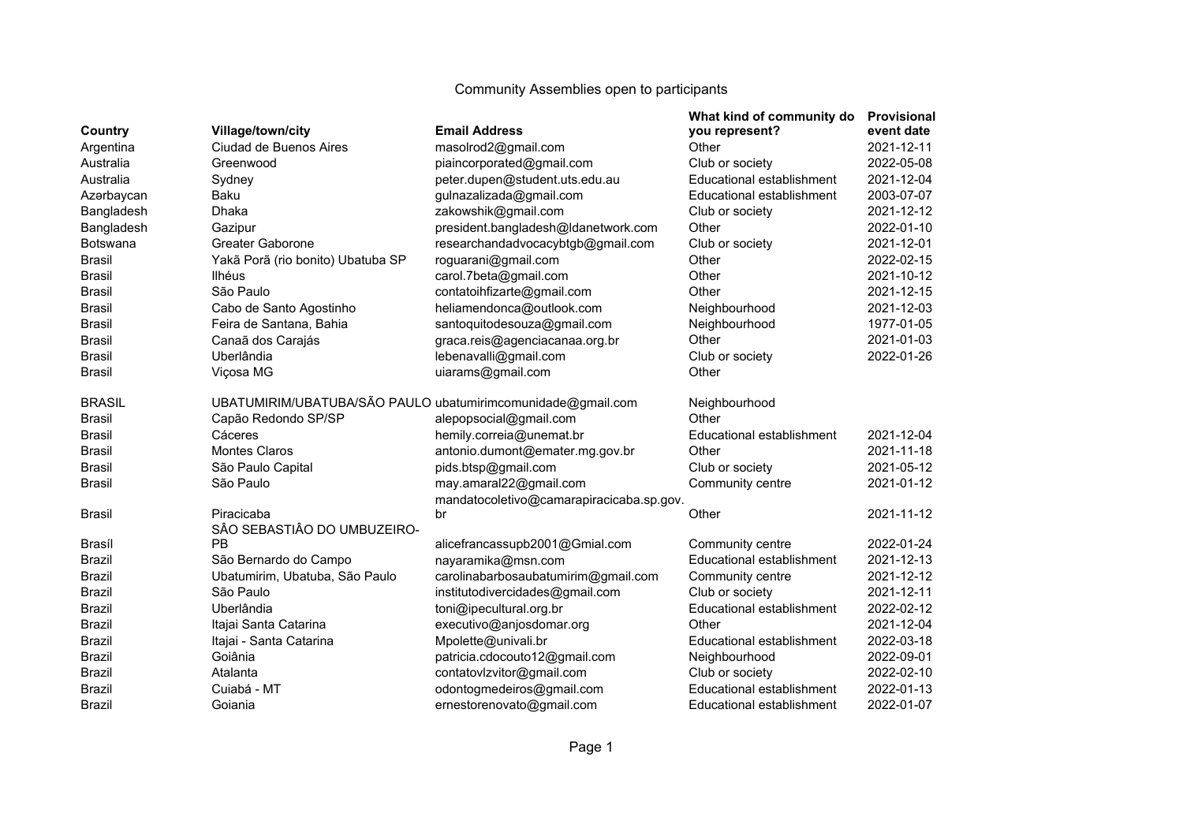# Community Assemblies open to participants

| Country | Village/town/city | Email Address | What kind of community do you represent? | Provisional event date |
|---|---|---|---|---|
| Argentina | Ciudad de Buenos Aires | masolrod2@gmail.com | Other | 2021-12-11 |
| Australia | Greenwood | piaincorporated@gmail.com | Club or society | 2022-05-08 |
| Australia | Sydney | peter.dupen@student.uts.edu.au | Educational establishment | 2021-12-04 |
| Azərbaycan | Baku | gulnazalizada@gmail.com | Educational establishment | 2003-07-07 |
| Bangladesh | Dhaka | zakowshik@gmail.com | Club or society | 2021-12-12 |
| Bangladesh | Gazipur | president.bangladesh@ldanetwork.com | Other | 2022-01-10 |
| Botswana | Greater Gaborone | researchandadvocacybtgb@gmail.com | Club or society | 2021-12-01 |
| Brasil | Yakã Porã (rio bonito) Ubatuba SP | roguarani@gmail.com | Other | 2022-02-15 |
| Brasil | Ilhéus | carol.7beta@gmail.com | Other | 2021-10-12 |
| Brasil | São Paulo | contatoihfizarte@gmail.com | Other | 2021-12-15 |
| Brasil | Cabo de Santo Agostinho | heliamendonca@outlook.com | Neighbourhood | 2021-12-03 |
| Brasil | Feira de Santana, Bahia | santoquitodesouza@gmail.com | Neighbourhood | 1977-01-05 |
| Brasil | Canaã dos Carajás | graca.reis@agenciacanaa.org.br | Other | 2021-01-03 |
| Brasil | Uberlândia | lebenavalli@gmail.com | Club or society | 2022-01-26 |
| Brasil | Viçosa MG | uiarams@gmail.com | Other | |
| BRASIL | UBATUMIRIM/UBATUBA/SÃO PAULO | ubatumirimcomunidade@gmail.com | Neighbourhood | |
| Brasil | Capão Redondo SP/SP | alepopsocial@gmail.com | Other | |
| Brasil | Cáceres | hemily.correia@unemat.br | Educational establishment | 2021-12-04 |
| Brasil | Montes Claros | antonio.dumont@emater.mg.gov.br | Other | 2021-11-18 |
| Brasil | São Paulo Capital | pids.btsp@gmail.com | Club or society | 2021-05-12 |
| Brasil | São Paulo | may.amaral22@gmail.com | Community centre | 2021-01-12 |
| Brasil | Piracicaba | mandatocoletivo@camarapiracicaba.sp.gov.br | Other | 2021-11-12 |
| Brasíl | SÂO SEBASTIÂO DO UMBUZEIRO-PB | alicefrancassupb2001@Gmial.com | Community centre | 2022-01-24 |
| Brazil | São Bernardo do Campo | nayaramika@msn.com | Educational establishment | 2021-12-13 |
| Brazil | Ubatumirim, Ubatuba, São Paulo | carolinabarbosaubatumirim@gmail.com | Community centre | 2021-12-12 |
| Brazil | São Paulo | institutodivercidades@gmail.com | Club or society | 2021-12-11 |
| Brazil | Uberlândia | toni@ipecultural.org.br | Educational establishment | 2022-02-12 |
| Brazil | Itajai Santa Catarina | executivo@anjosdomar.org | Other | 2021-12-04 |
| Brazil | Itajai - Santa Catarina | Mpolette@univali.br | Educational establishment | 2022-03-18 |
| Brazil | Goiânia | patricia.cdocouto12@gmail.com | Neighbourhood | 2022-09-01 |
| Brazil | Atalanta | contatovlzvitor@gmail.com | Club or society | 2022-02-10 |
| Brazil | Cuiabá - MT | odontogmedeiros@gmail.com | Educational establishment | 2022-01-13 |
| Brazil | Goiania | ernestorenovato@gmail.com | Educational establishment | 2022-01-07 |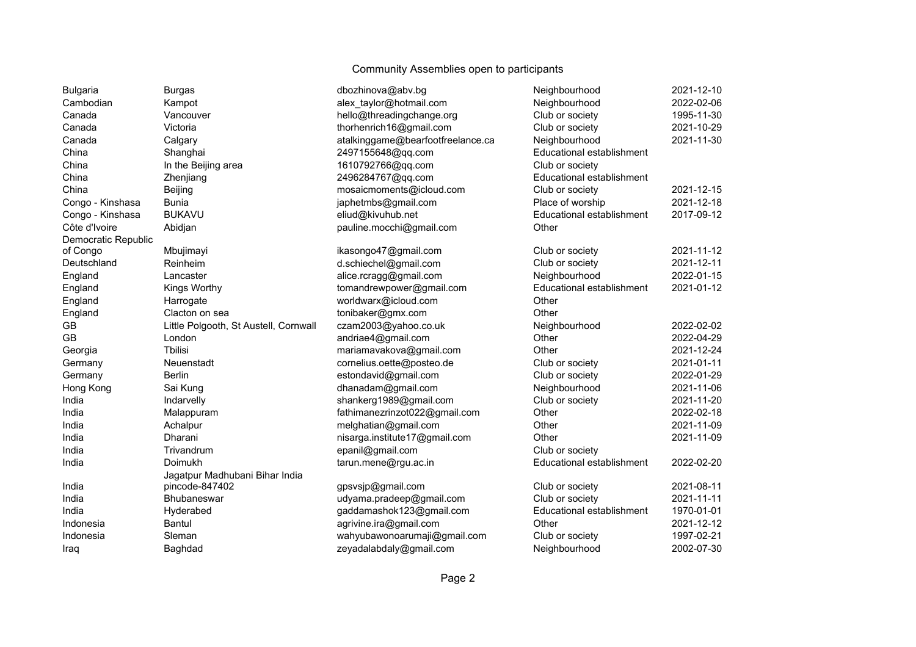Community Assemblies open to participants

| | | | | |
|---|---|---|---|---|
| Bulgaria | Burgas | dbozhinova@abv.bg | Neighbourhood | 2021-12-10 |
| Cambodian | Kampot | alex_taylor@hotmail.com | Neighbourhood | 2022-02-06 |
| Canada | Vancouver | hello@threadingchange.org | Club or society | 1995-11-30 |
| Canada | Victoria | thorhenrich16@gmail.com | Club or society | 2021-10-29 |
| Canada | Calgary | atalkinggame@bearfootfreelance.ca | Neighbourhood | 2021-11-30 |
| China | Shanghai | 2497155648@qq.com | Educational establishment | |
| China | In the Beijing area | 1610792766@qq.com | Club or society | |
| China | Zhenjiang | 2496284767@qq.com | Educational establishment | |
| China | Beijing | mosaicmoments@icloud.com | Club or society | 2021-12-15 |
| Congo - Kinshasa | Bunia | japhetmbs@gmail.com | Place of worship | 2021-12-18 |
| Congo - Kinshasa | BUKAVU | eliud@kivuhub.net | Educational establishment | 2017-09-12 |
| Côte d'Ivoire | Abidjan | pauline.mocchi@gmail.com | Other | |
| Democratic Republic of Congo | Mbujimayi | ikasongo47@gmail.com | Club or society | 2021-11-12 |
| Deutschland | Reinheim | d.schiechel@gmail.com | Club or society | 2021-12-11 |
| England | Lancaster | alice.rcragg@gmail.com | Neighbourhood | 2022-01-15 |
| England | Kings Worthy | tomandrewpower@gmail.com | Educational establishment | 2021-01-12 |
| England | Harrogate | worldwarx@icloud.com | Other | |
| England | Clacton on sea | tonibaker@gmx.com | Other | |
| GB | Little Polgooth, St Austell, Cornwall | czam2003@yahoo.co.uk | Neighbourhood | 2022-02-02 |
| GB | London | andriae4@gmail.com | Other | 2022-04-29 |
| Georgia | Tbilisi | mariamavakova@gmail.com | Other | 2021-12-24 |
| Germany | Neuenstadt | cornelius.oette@posteo.de | Club or society | 2021-01-11 |
| Germany | Berlin | estondavid@gmail.com | Club or society | 2022-01-29 |
| Hong Kong | Sai Kung | dhanadam@gmail.com | Neighbourhood | 2021-11-06 |
| India | Indarvelly | shankerg1989@gmail.com | Club or society | 2021-11-20 |
| India | Malappuram | fathimanezrinzot022@gmail.com | Other | 2022-02-18 |
| India | Achalpur | melghatian@gmail.com | Other | 2021-11-09 |
| India | Dharani | nisarga.institute17@gmail.com | Other | 2021-11-09 |
| India | Trivandrum | epanil@gmail.com | Club or society | |
| India | Doimukh | tarun.mene@rgu.ac.in | Educational establishment | 2022-02-20 |
| India | Jagatpur Madhubani Bihar India pincode-847402 | gpsvsjp@gmail.com | Club or society | 2021-08-11 |
| India | Bhubaneswar | udyama.pradeep@gmail.com | Club or society | 2021-11-11 |
| India | Hyderabed | gaddamashok123@gmail.com | Educational establishment | 1970-01-01 |
| Indonesia | Bantul | agrivine.ira@gmail.com | Other | 2021-12-12 |
| Indonesia | Sleman | wahyubawonoarumaji@gmail.com | Club or society | 1997-02-21 |
| Iraq | Baghdad | zeyadalabdaly@gmail.com | Neighbourhood | 2002-07-30 |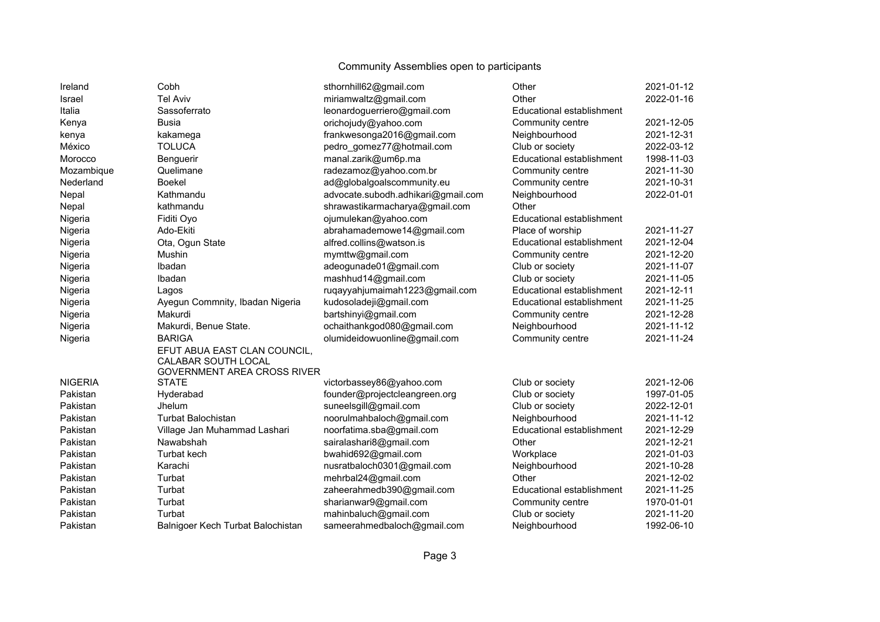# Community Assemblies open to participants

| | | | | |
|---|---|---|---|---|
| Ireland | Cobh | sthornhill62@gmail.com | Other | 2021-01-12 |
| Israel | Tel Aviv | miriamwaltz@gmail.com | Other | 2022-01-16 |
| Italia | Sassoferrato | leonardoguerriero@gmail.com | Educational establishment | |
| Kenya | Busia | orichojudy@yahoo.com | Community centre | 2021-12-05 |
| kenya | kakamega | frankwesonga2016@gmail.com | Neighbourhood | 2021-12-31 |
| México | TOLUCA | pedro_gomez77@hotmail.com | Club or society | 2022-03-12 |
| Morocco | Benguerir | manal.zarik@um6p.ma | Educational establishment | 1998-11-03 |
| Mozambique | Quelimane | radezamoz@yahoo.com.br | Community centre | 2021-11-30 |
| Nederland | Boekel | ad@globalgoalscommunity.eu | Community centre | 2021-10-31 |
| Nepal | Kathmandu | advocate.subodh.adhikari@gmail.com | Neighbourhood | 2022-01-01 |
| Nepal | kathmandu | shrawastikarmacharya@gmail.com | Other | |
| Nigeria | Fiditi Oyo | ojumulekan@yahoo.com | Educational establishment | |
| Nigeria | Ado-Ekiti | abrahamademowe14@gmail.com | Place of worship | 2021-11-27 |
| Nigeria | Ota, Ogun State | alfred.collins@watson.is | Educational establishment | 2021-12-04 |
| Nigeria | Mushin | mymttw@gmail.com | Community centre | 2021-12-20 |
| Nigeria | Ibadan | adeogunade01@gmail.com | Club or society | 2021-11-07 |
| Nigeria | Ibadan | mashhud14@gmail.com | Club or society | 2021-11-05 |
| Nigeria | Lagos | ruqayyahjumaimah1223@gmail.com | Educational establishment | 2021-12-11 |
| Nigeria | Ayegun Commnity, Ibadan Nigeria | kudosoladeji@gmail.com | Educational establishment | 2021-11-25 |
| Nigeria | Makurdi | bartshinyi@gmail.com | Community centre | 2021-12-28 |
| Nigeria | Makurdi, Benue State. | ochaithankgod080@gmail.com | Neighbourhood | 2021-11-12 |
| Nigeria | BARIGA | olumideidowuonline@gmail.com | Community centre | 2021-11-24 |
| NIGERIA | EFUT ABUA EAST CLAN COUNCIL, CALABAR SOUTH LOCAL GOVERNMENT AREA CROSS RIVER STATE | victorbassey86@yahoo.com | Club or society | 2021-12-06 |
| Pakistan | Hyderabad | founder@projectcleangreen.org | Club or society | 1997-01-05 |
| Pakistan | Jhelum | suneelsgill@gmail.com | Club or society | 2022-12-01 |
| Pakistan | Turbat Balochistan | noorulmahbaloch@gmail.com | Neighbourhood | 2021-11-12 |
| Pakistan | Village Jan Muhammad Lashari | noorfatima.sba@gmail.com | Educational establishment | 2021-12-29 |
| Pakistan | Nawabshah | sairalashari8@gmail.com | Other | 2021-12-21 |
| Pakistan | Turbat kech | bwahid692@gmail.com | Workplace | 2021-01-03 |
| Pakistan | Karachi | nusratbaloch0301@gmail.com | Neighbourhood | 2021-10-28 |
| Pakistan | Turbat | mehrbal24@gmail.com | Other | 2021-12-02 |
| Pakistan | Turbat | zaheerahmedb390@gmail.com | Educational establishment | 2021-11-25 |
| Pakistan | Turbat | sharianwar9@gmail.com | Community centre | 1970-01-01 |
| Pakistan | Turbat | mahinbaluch@gmail.com | Club or society | 2021-11-20 |
| Pakistan | Balnigoer Kech Turbat Balochistan | sameerahmedbaloch@gmail.com | Neighbourhood | 1992-06-10 |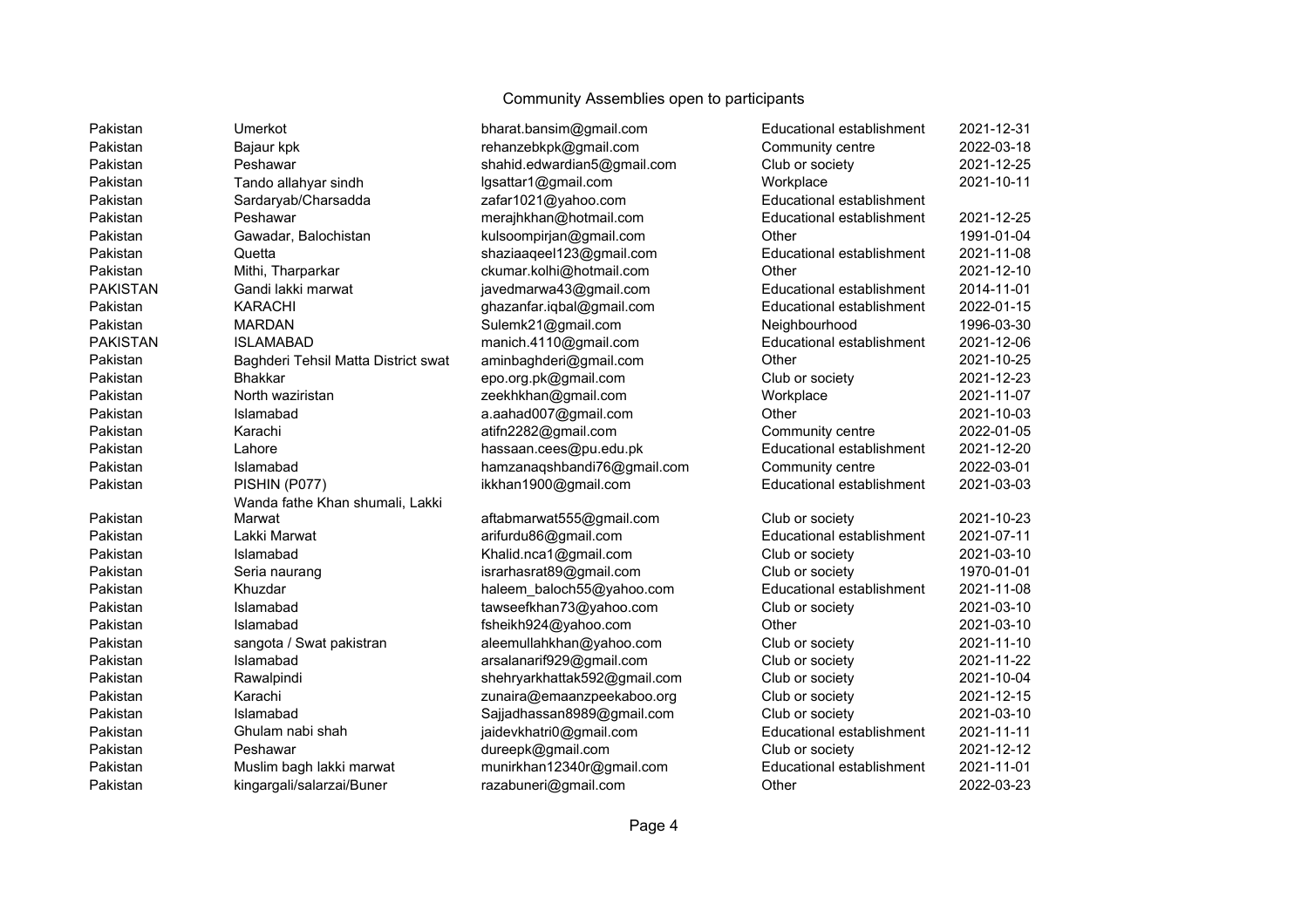Community Assemblies open to participants

| | | | | |
|---|---|---|---|---|
| Pakistan | Umerkot | bharat.bansim@gmail.com | Educational establishment | 2021-12-31 |
| Pakistan | Bajaur kpk | rehanzebkpk@gmail.com | Community centre | 2022-03-18 |
| Pakistan | Peshawar | shahid.edwardian5@gmail.com | Club or society | 2021-12-25 |
| Pakistan | Tando allahyar sindh | lgsattar1@gmail.com | Workplace | 2021-10-11 |
| Pakistan | Sardaryab/Charsadda | zafar1021@yahoo.com | Educational establishment | |
| Pakistan | Peshawar | merajhkhan@hotmail.com | Educational establishment | 2021-12-25 |
| Pakistan | Gawadar, Balochistan | kulsoompirjan@gmail.com | Other | 1991-01-04 |
| Pakistan | Quetta | shaziaaqeel123@gmail.com | Educational establishment | 2021-11-08 |
| Pakistan | Mithi, Tharparkar | ckumar.kolhi@hotmail.com | Other | 2021-12-10 |
| PAKISTAN | Gandi lakki marwat | javedmarwa43@gmail.com | Educational establishment | 2014-11-01 |
| Pakistan | KARACHI | ghazanfar.iqbal@gmail.com | Educational establishment | 2022-01-15 |
| Pakistan | MARDAN | Sulemk21@gmail.com | Neighbourhood | 1996-03-30 |
| PAKISTAN | ISLAMABAD | manich.4110@gmail.com | Educational establishment | 2021-12-06 |
| Pakistan | Baghderi Tehsil Matta District swat | aminbaghderi@gmail.com | Other | 2021-10-25 |
| Pakistan | Bhakkar | epo.org.pk@gmail.com | Club or society | 2021-12-23 |
| Pakistan | North waziristan | zeekhkhan@gmail.com | Workplace | 2021-11-07 |
| Pakistan | Islamabad | a.aahad007@gmail.com | Other | 2021-10-03 |
| Pakistan | Karachi | atifn2282@gmail.com | Community centre | 2022-01-05 |
| Pakistan | Lahore | hassaan.cees@pu.edu.pk | Educational establishment | 2021-12-20 |
| Pakistan | Islamabad | hamzanaqshbandi76@gmail.com | Community centre | 2022-03-01 |
| Pakistan | PISHIN (P077) | ikkhan1900@gmail.com | Educational establishment | 2021-03-03 |
| Pakistan | Wanda fathe Khan shumali, Lakki Marwat | aftabmarwat555@gmail.com | Club or society | 2021-10-23 |
| Pakistan | Lakki Marwat | arifurdu86@gmail.com | Educational establishment | 2021-07-11 |
| Pakistan | Islamabad | Khalid.nca1@gmail.com | Club or society | 2021-03-10 |
| Pakistan | Seria naurang | israrhasrat89@gmail.com | Club or society | 1970-01-01 |
| Pakistan | Khuzdar | haleem_baloch55@yahoo.com | Educational establishment | 2021-11-08 |
| Pakistan | Islamabad | tawseefkhan73@yahoo.com | Club or society | 2021-03-10 |
| Pakistan | Islamabad | fsheikh924@yahoo.com | Other | 2021-03-10 |
| Pakistan | sangota / Swat pakistran | aleemullahkhan@yahoo.com | Club or society | 2021-11-10 |
| Pakistan | Islamabad | arsalanarif929@gmail.com | Club or society | 2021-11-22 |
| Pakistan | Rawalpindi | shehryarkhattak592@gmail.com | Club or society | 2021-10-04 |
| Pakistan | Karachi | zunaira@emaanzpeekaboo.org | Club or society | 2021-12-15 |
| Pakistan | Islamabad | Sajjadhassan8989@gmail.com | Club or society | 2021-03-10 |
| Pakistan | Ghulam nabi shah | jaidevkhatri0@gmail.com | Educational establishment | 2021-11-11 |
| Pakistan | Peshawar | dureepk@gmail.com | Club or society | 2021-12-12 |
| Pakistan | Muslim bagh lakki marwat | munirkhan12340r@gmail.com | Educational establishment | 2021-11-01 |
| Pakistan | kingargali/salarzai/Buner | razabuneri@gmail.com | Other | 2022-03-23 |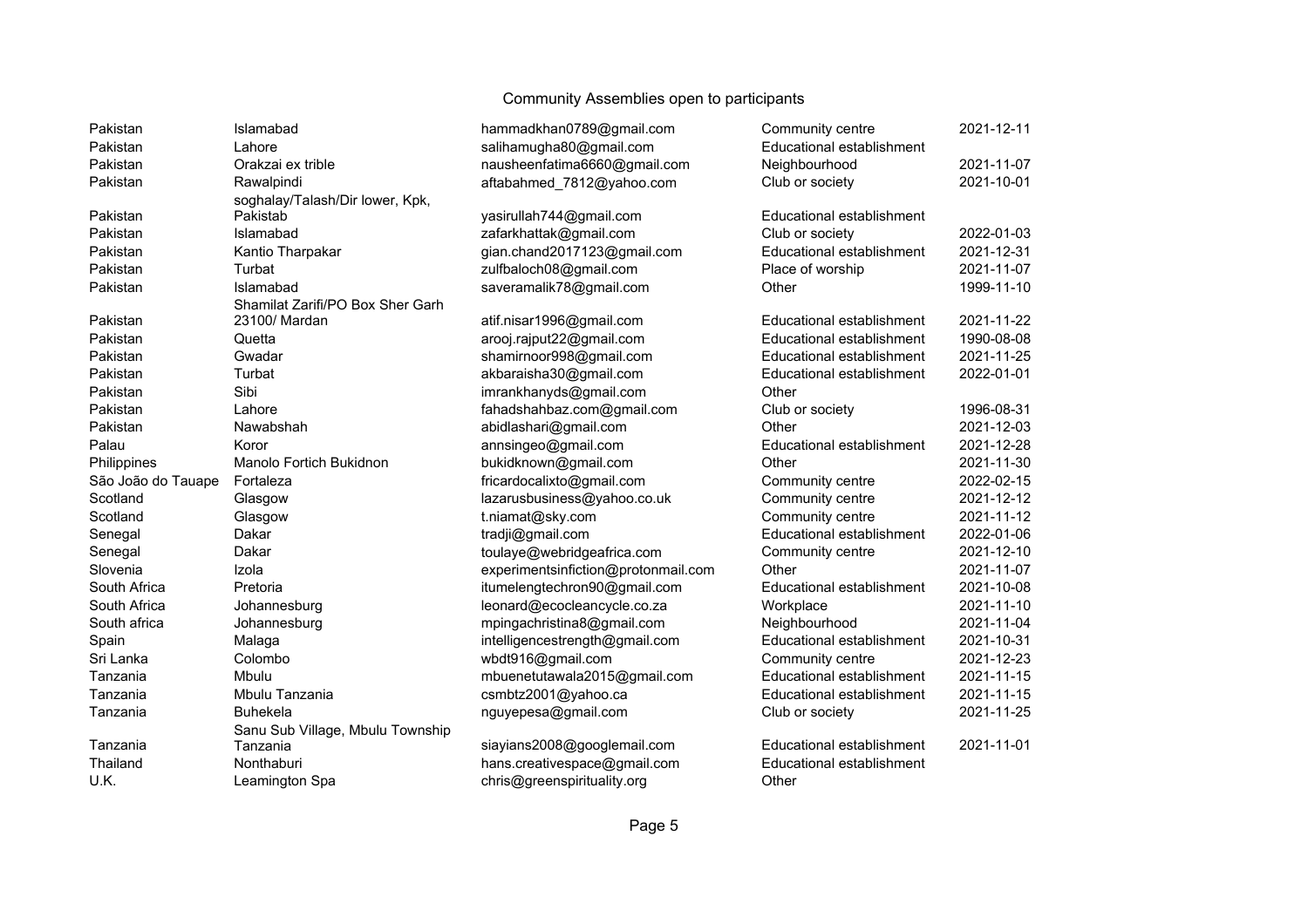Community Assemblies open to participants

| | | | | |
|---|---|---|---|---|
| Pakistan | Islamabad | hammadkhan0789@gmail.com | Community centre | 2021-12-11 |
| Pakistan | Lahore | salihamugha80@gmail.com | Educational establishment | |
| Pakistan | Orakzai ex trible | nausheenfatima6660@gmail.com | Neighbourhood | 2021-11-07 |
| Pakistan | Rawalpindi | aftabahmed_7812@yahoo.com | Club or society | 2021-10-01 |
| Pakistan | soghalay/Talash/Dir lower, Kpk, Pakistab | yasirullah744@gmail.com | Educational establishment | |
| Pakistan | Islamabad | zafarkhattak@gmail.com | Club or society | 2022-01-03 |
| Pakistan | Kantio Tharpakar | gian.chand2017123@gmail.com | Educational establishment | 2021-12-31 |
| Pakistan | Turbat | zulfbaloch08@gmail.com | Place of worship | 2021-11-07 |
| Pakistan | Islamabad | saveramalik78@gmail.com | Other | 1999-11-10 |
| Pakistan | Shamilat Zarifi/PO Box Sher Garh 23100/ Mardan | atif.nisar1996@gmail.com | Educational establishment | 2021-11-22 |
| Pakistan | Quetta | arooj.rajput22@gmail.com | Educational establishment | 1990-08-08 |
| Pakistan | Gwadar | shamirnoor998@gmail.com | Educational establishment | 2021-11-25 |
| Pakistan | Turbat | akbaraisha30@gmail.com | Educational establishment | 2022-01-01 |
| Pakistan | Sibi | imrankhanyds@gmail.com | Other | |
| Pakistan | Lahore | fahadshahbaz.com@gmail.com | Club or society | 1996-08-31 |
| Pakistan | Nawabshah | abidlashari@gmail.com | Other | 2021-12-03 |
| Palau | Koror | annsingeo@gmail.com | Educational establishment | 2021-12-28 |
| Philippines | Manolo Fortich Bukidnon | bukidknown@gmail.com | Other | 2021-11-30 |
| São João do Tauape | Fortaleza | fricardocalixto@gmail.com | Community centre | 2022-02-15 |
| Scotland | Glasgow | lazarusbusiness@yahoo.co.uk | Community centre | 2021-12-12 |
| Scotland | Glasgow | t.niamat@sky.com | Community centre | 2021-11-12 |
| Senegal | Dakar | tradji@gmail.com | Educational establishment | 2022-01-06 |
| Senegal | Dakar | toulaye@webridgeafrica.com | Community centre | 2021-12-10 |
| Slovenia | Izola | experimentsinfiction@protonmail.com | Other | 2021-11-07 |
| South Africa | Pretoria | itumelengtechron90@gmail.com | Educational establishment | 2021-10-08 |
| South Africa | Johannesburg | leonard@ecocleancycle.co.za | Workplace | 2021-11-10 |
| South africa | Johannesburg | mpingachristina8@gmail.com | Neighbourhood | 2021-11-04 |
| Spain | Malaga | intelligencestrength@gmail.com | Educational establishment | 2021-10-31 |
| Sri Lanka | Colombo | wbdt916@gmail.com | Community centre | 2021-12-23 |
| Tanzania | Mbulu | mbuenetutawala2015@gmail.com | Educational establishment | 2021-11-15 |
| Tanzania | Mbulu Tanzania | csmbtz2001@yahoo.ca | Educational establishment | 2021-11-15 |
| Tanzania | Buhekela | nguyepesa@gmail.com | Club or society | 2021-11-25 |
| Tanzania | Sanu Sub Village, Mbulu Township Tanzania | siayians2008@googlemail.com | Educational establishment | 2021-11-01 |
| Thailand | Nonthaburi | hans.creativespace@gmail.com | Educational establishment | |
| U.K. | Leamington Spa | chris@greenspirituality.org | Other | |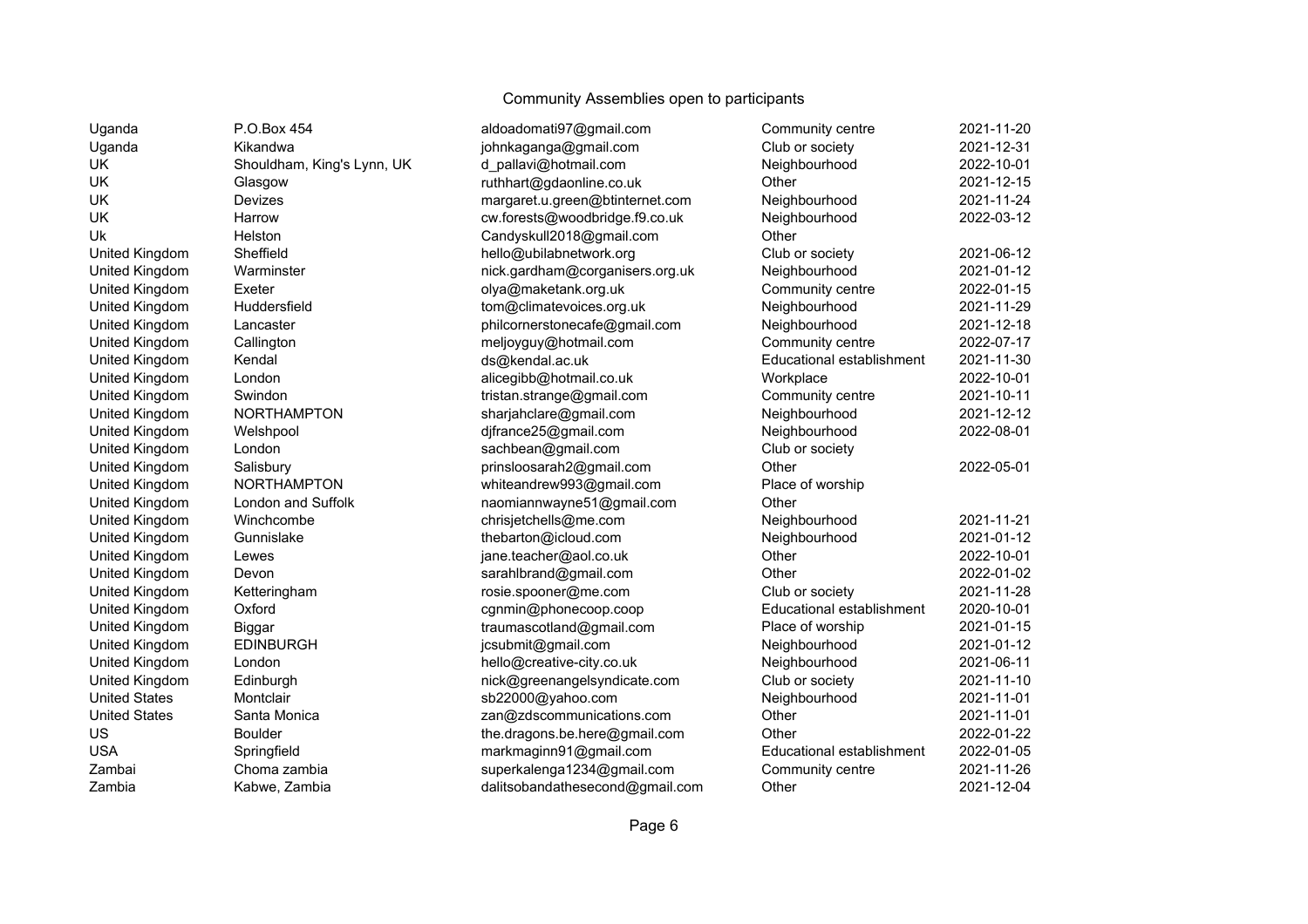Community Assemblies open to participants

| | | | | |
|---|---|---|---|---|
| Uganda | P.O.Box 454 | aldoadomati97@gmail.com | Community centre | 2021-11-20 |
| Uganda | Kikandwa | johnkaganga@gmail.com | Club or society | 2021-12-31 |
| UK | Shouldham, King's Lynn, UK | d_pallavi@hotmail.com | Neighbourhood | 2022-10-01 |
| UK | Glasgow | ruthhart@gdaonline.co.uk | Other | 2021-12-15 |
| UK | Devizes | margaret.u.green@btinternet.com | Neighbourhood | 2021-11-24 |
| UK | Harrow | cw.forests@woodbridge.f9.co.uk | Neighbourhood | 2022-03-12 |
| Uk | Helston | Candyskull2018@gmail.com | Other | |
| United Kingdom | Sheffield | hello@ubilabnetwork.org | Club or society | 2021-06-12 |
| United Kingdom | Warminster | nick.gardham@corganisers.org.uk | Neighbourhood | 2021-01-12 |
| United Kingdom | Exeter | olya@maketank.org.uk | Community centre | 2022-01-15 |
| United Kingdom | Huddersfield | tom@climatevoices.org.uk | Neighbourhood | 2021-11-29 |
| United Kingdom | Lancaster | philcornerstonecafe@gmail.com | Neighbourhood | 2021-12-18 |
| United Kingdom | Callington | meljoyguy@hotmail.com | Community centre | 2022-07-17 |
| United Kingdom | Kendal | ds@kendal.ac.uk | Educational establishment | 2021-11-30 |
| United Kingdom | London | alicegibb@hotmail.co.uk | Workplace | 2022-10-01 |
| United Kingdom | Swindon | tristan.strange@gmail.com | Community centre | 2021-10-11 |
| United Kingdom | NORTHAMPTON | sharjahclare@gmail.com | Neighbourhood | 2021-12-12 |
| United Kingdom | Welshpool | djfrance25@gmail.com | Neighbourhood | 2022-08-01 |
| United Kingdom | London | sachbean@gmail.com | Club or society | |
| United Kingdom | Salisbury | prinsloosarah2@gmail.com | Other | 2022-05-01 |
| United Kingdom | NORTHAMPTON | whiteandrew993@gmail.com | Place of worship | |
| United Kingdom | London and Suffolk | naomiannwayne51@gmail.com | Other | |
| United Kingdom | Winchcombe | chrisjetchells@me.com | Neighbourhood | 2021-11-21 |
| United Kingdom | Gunnislake | thebarton@icloud.com | Neighbourhood | 2021-01-12 |
| United Kingdom | Lewes | jane.teacher@aol.co.uk | Other | 2022-10-01 |
| United Kingdom | Devon | sarahlbrand@gmail.com | Other | 2022-01-02 |
| United Kingdom | Ketteringham | rosie.spooner@me.com | Club or society | 2021-11-28 |
| United Kingdom | Oxford | cgnmin@phonecoop.coop | Educational establishment | 2020-10-01 |
| United Kingdom | Biggar | traumascotland@gmail.com | Place of worship | 2021-01-15 |
| United Kingdom | EDINBURGH | jcsubmit@gmail.com | Neighbourhood | 2021-01-12 |
| United Kingdom | London | hello@creative-city.co.uk | Neighbourhood | 2021-06-11 |
| United Kingdom | Edinburgh | nick@greenangelsyndicate.com | Club or society | 2021-11-10 |
| United States | Montclair | sb22000@yahoo.com | Neighbourhood | 2021-11-01 |
| United States | Santa Monica | zan@zdscommunications.com | Other | 2021-11-01 |
| US | Boulder | the.dragons.be.here@gmail.com | Other | 2022-01-22 |
| USA | Springfield | markmaginn91@gmail.com | Educational establishment | 2022-01-05 |
| Zambai | Choma zambia | superkalenga1234@gmail.com | Community centre | 2021-11-26 |
| Zambia | Kabwe, Zambia | dalitsobandathesecond@gmail.com | Other | 2021-12-04 |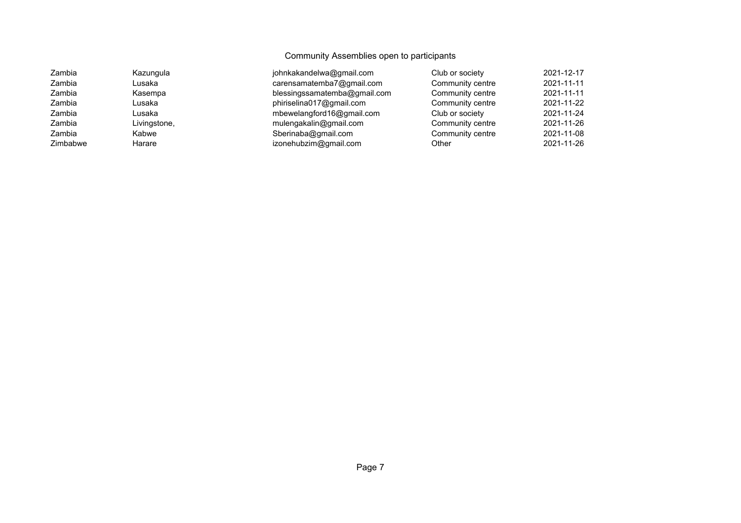Community Assemblies open to participants

| | | | | |
|---|---|---|---|---|
| Zambia | Kazungula | johnkakandelwa@gmail.com | Club or society | 2021-12-17 |
| Zambia | Lusaka | carensamatemba7@gmail.com | Community centre | 2021-11-11 |
| Zambia | Kasempa | blessingssamatemba@gmail.com | Community centre | 2021-11-11 |
| Zambia | Lusaka | phiriselina017@gmail.com | Community centre | 2021-11-22 |
| Zambia | Lusaka | mbewelangford16@gmail.com | Club or society | 2021-11-24 |
| Zambia | Livingstone, | mulengakalin@gmail.com | Community centre | 2021-11-26 |
| Zambia | Kabwe | Sberinaba@gmail.com | Community centre | 2021-11-08 |
| Zimbabwe | Harare | izonehubzim@gmail.com | Other | 2021-11-26 |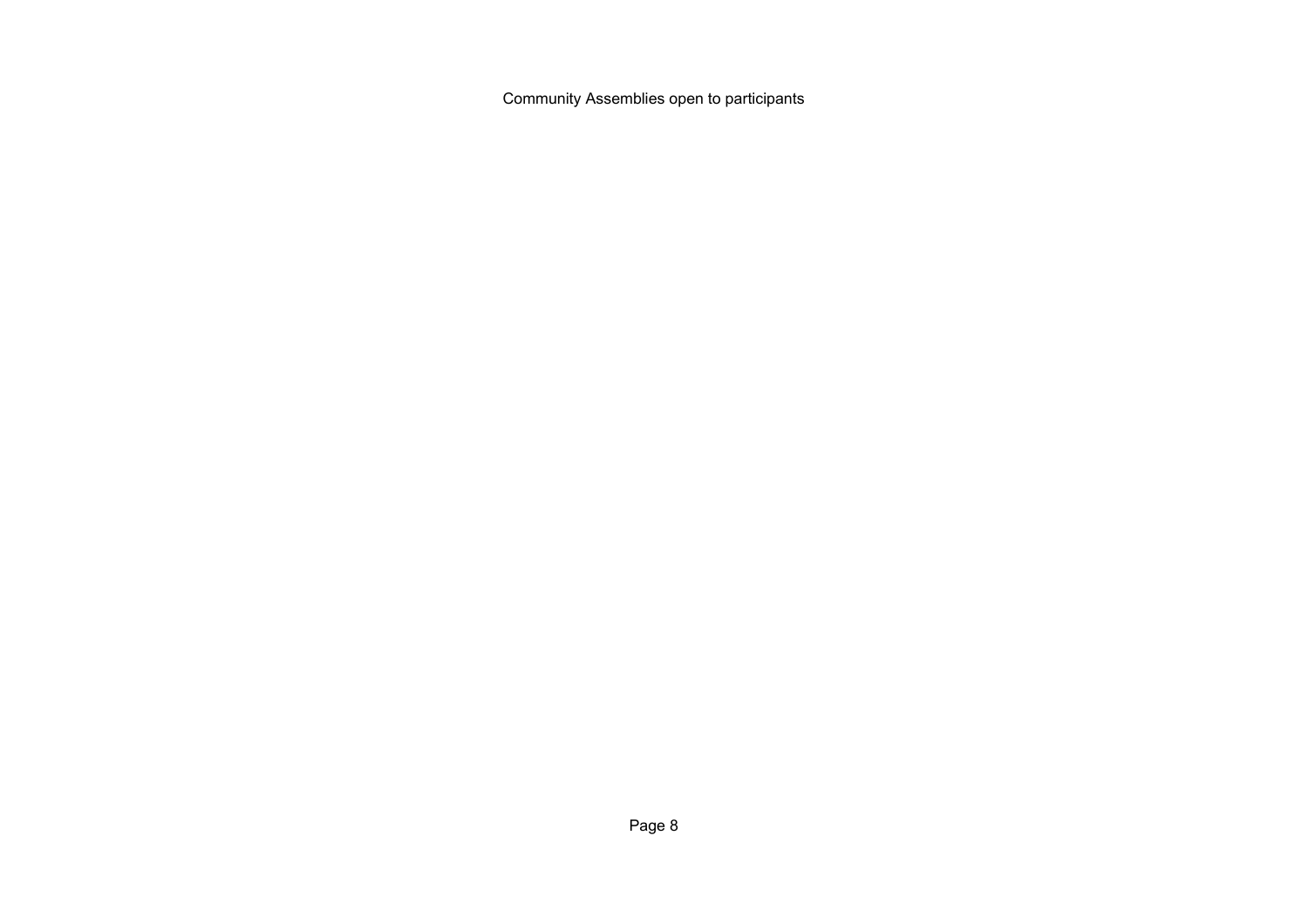Community Assemblies open to participants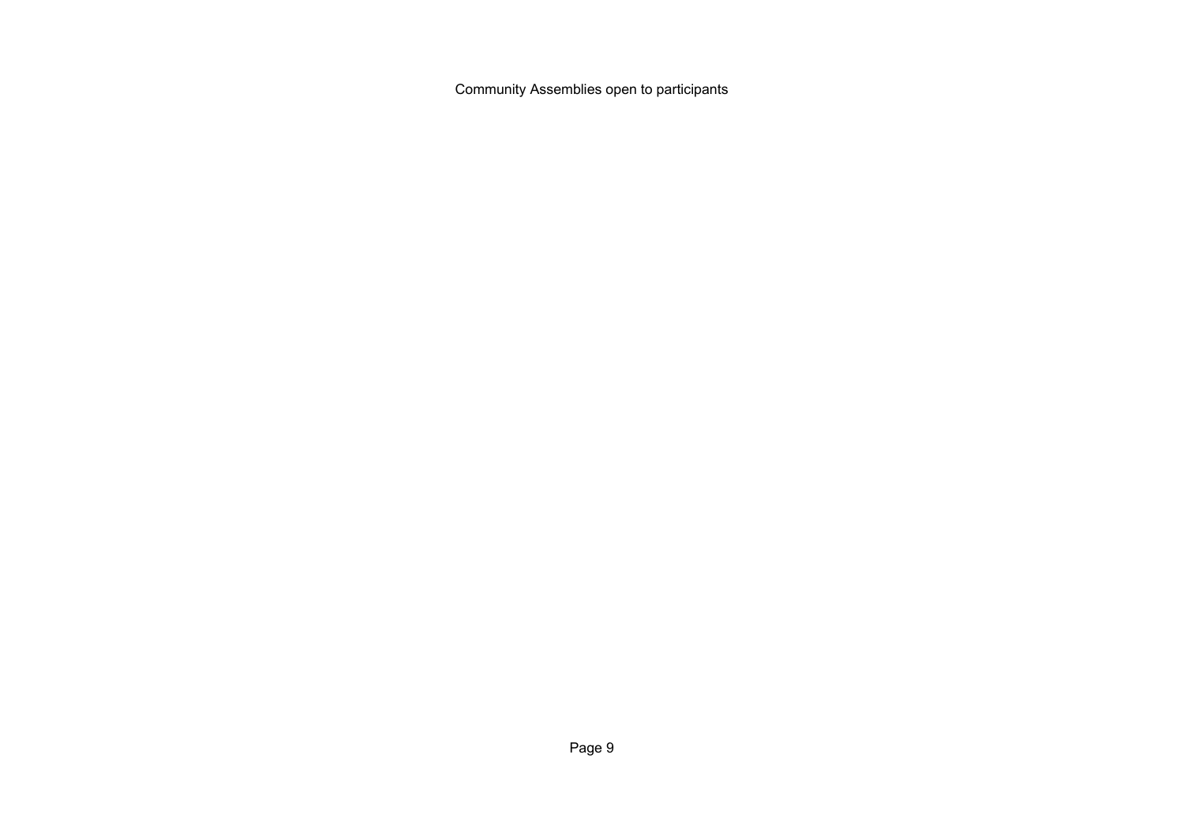Community Assemblies open to participants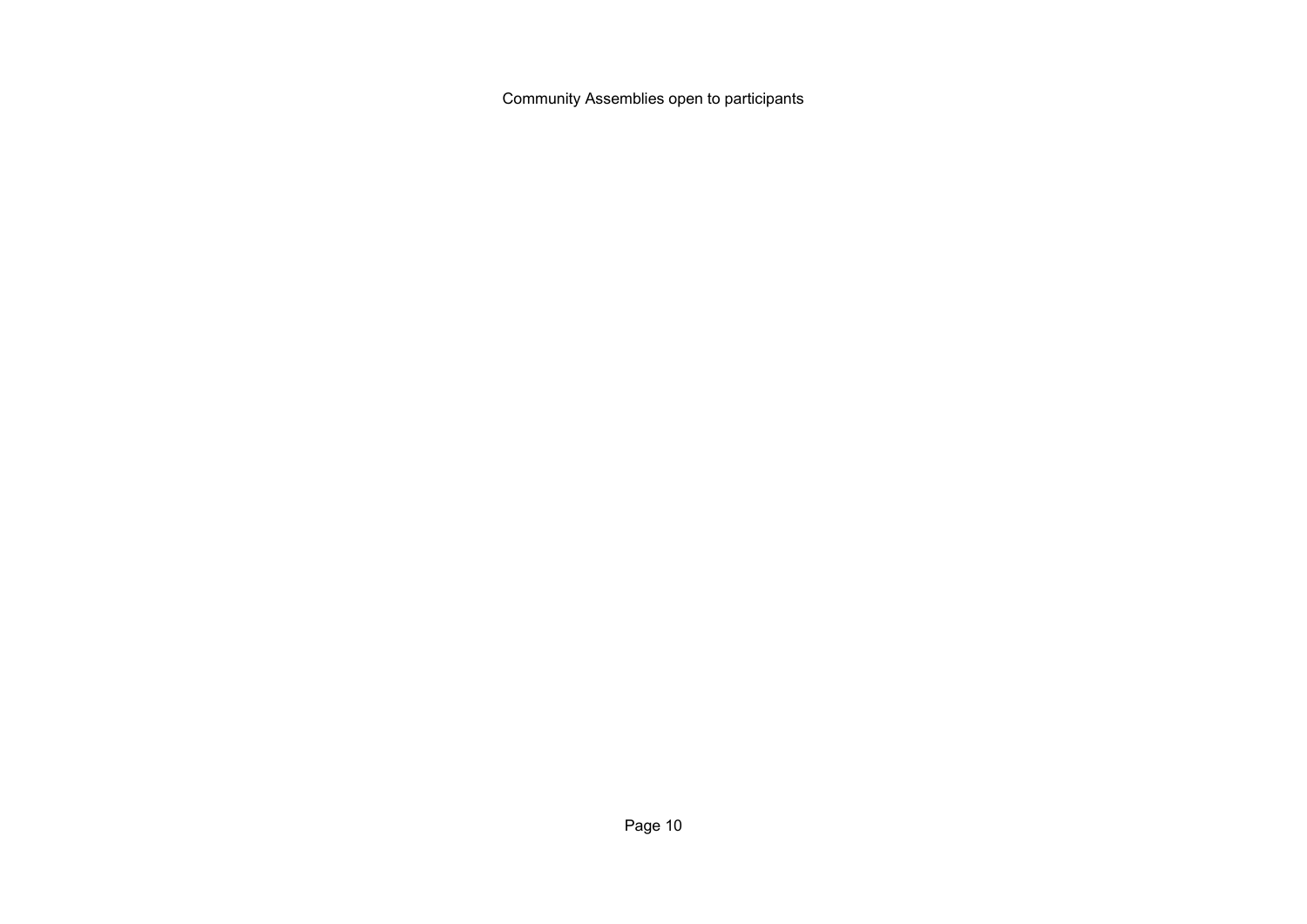Community Assemblies open to participants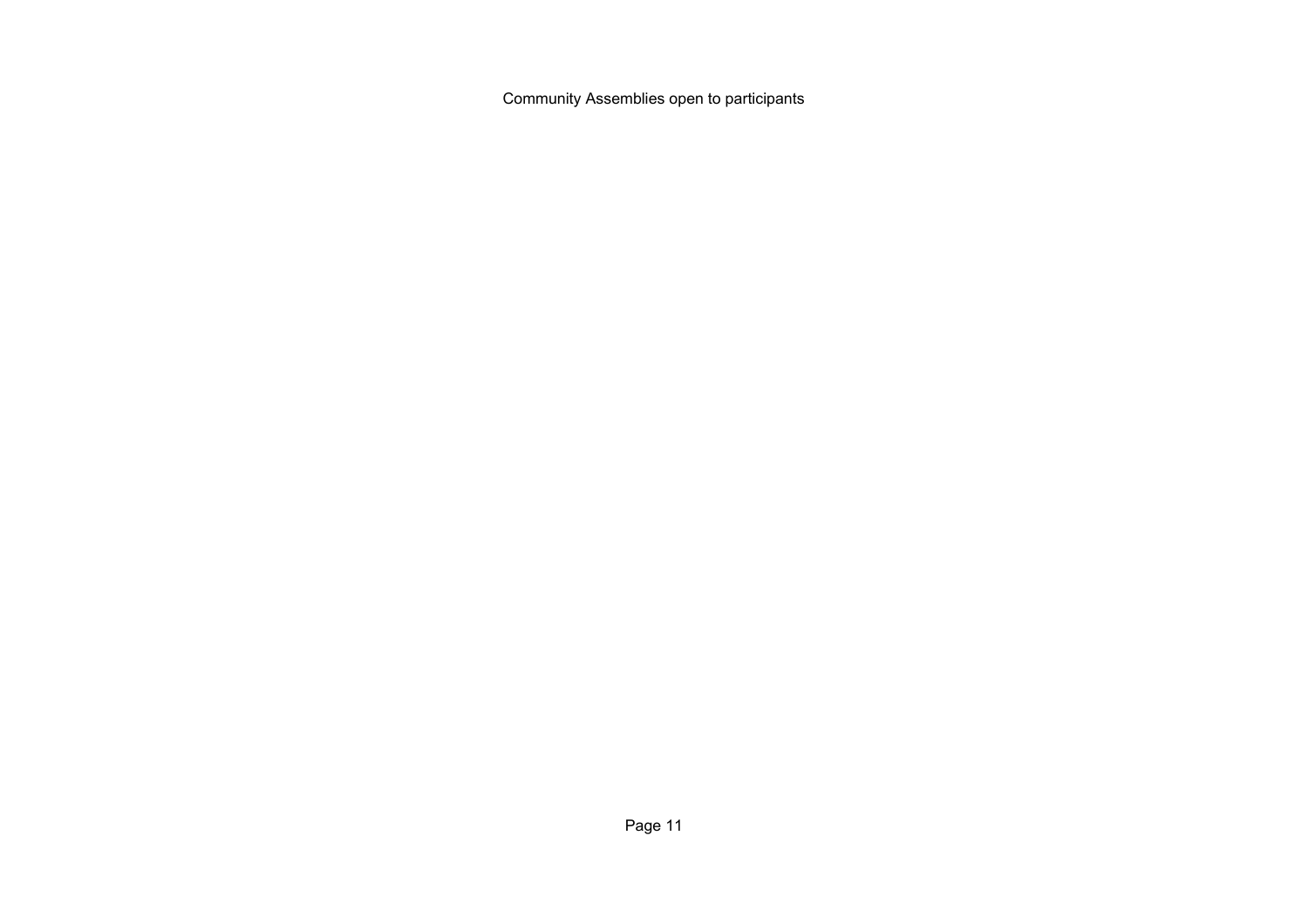Community Assemblies open to participants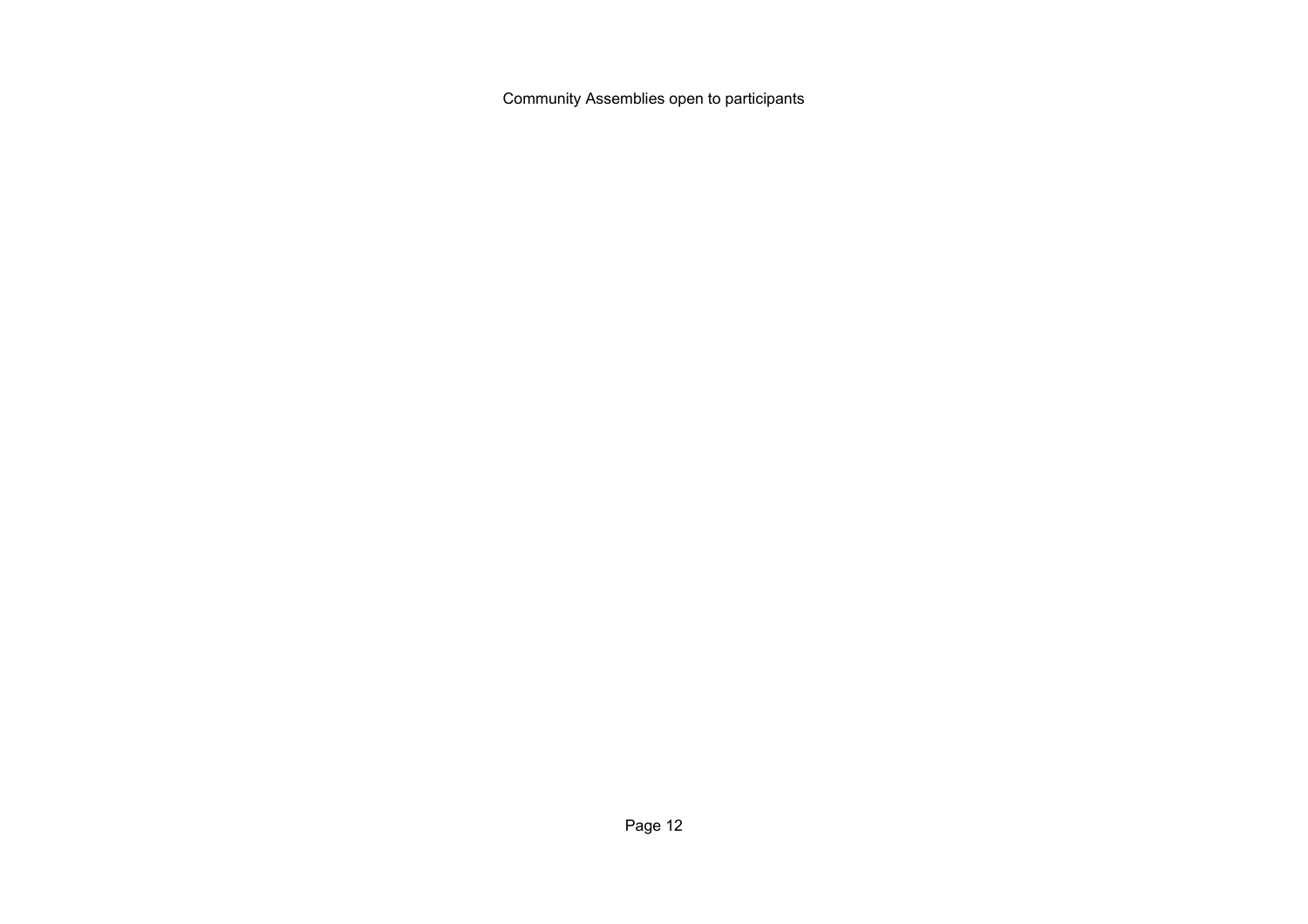Community Assemblies open to participants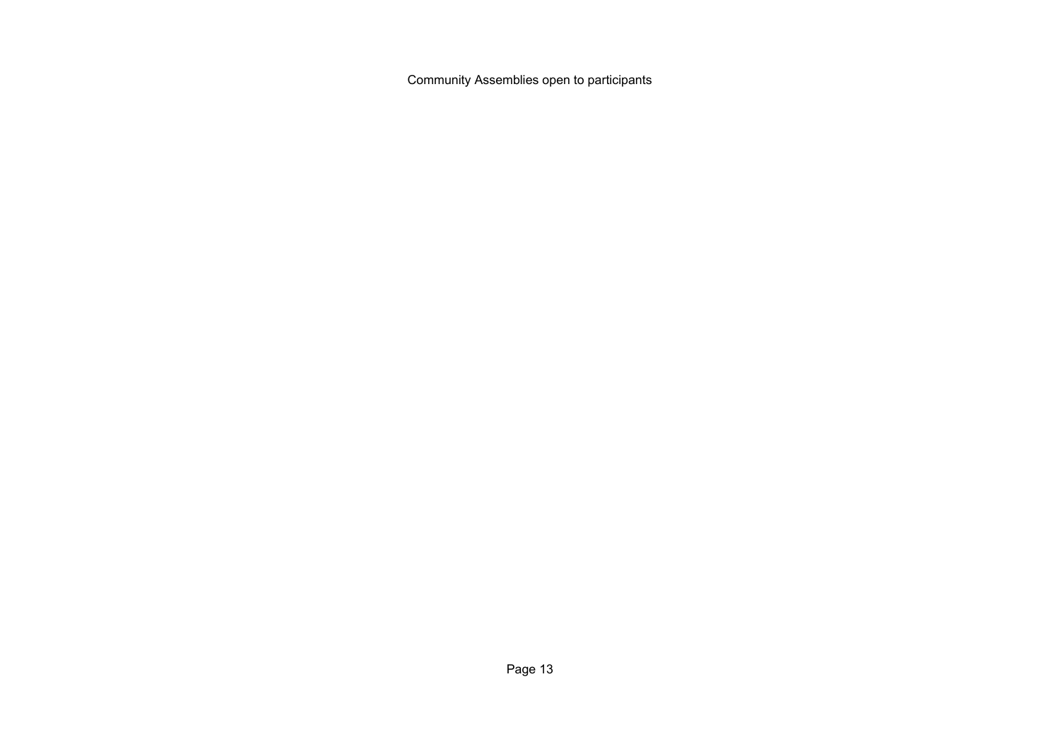Community Assemblies open to participants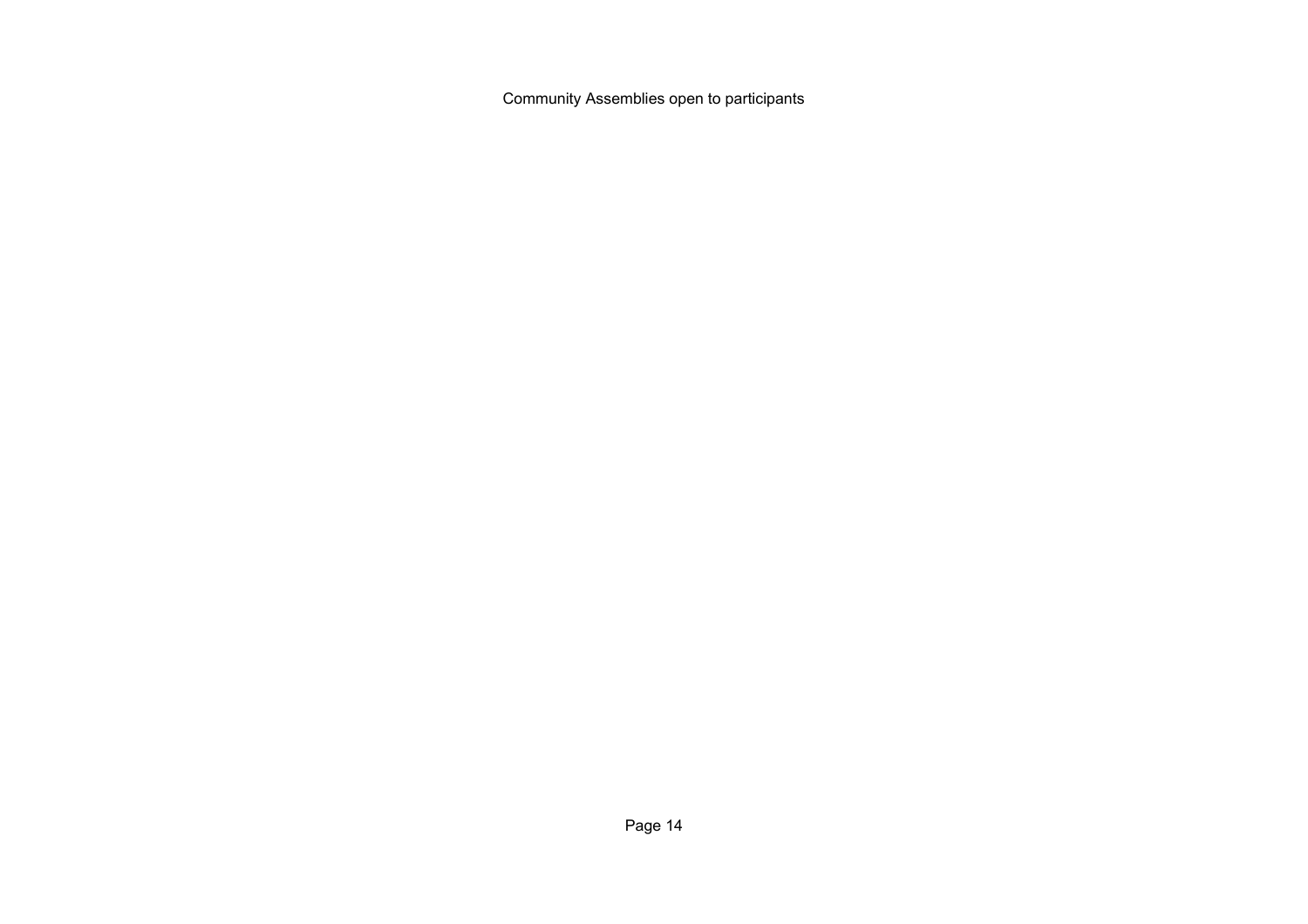Community Assemblies open to participants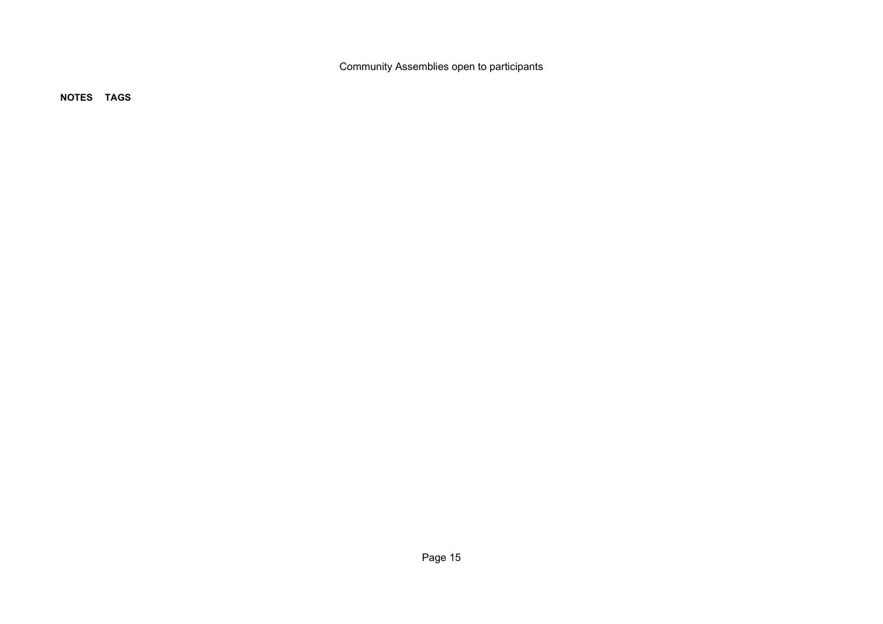Community Assemblies open to participants

**NOTES** **TAGS**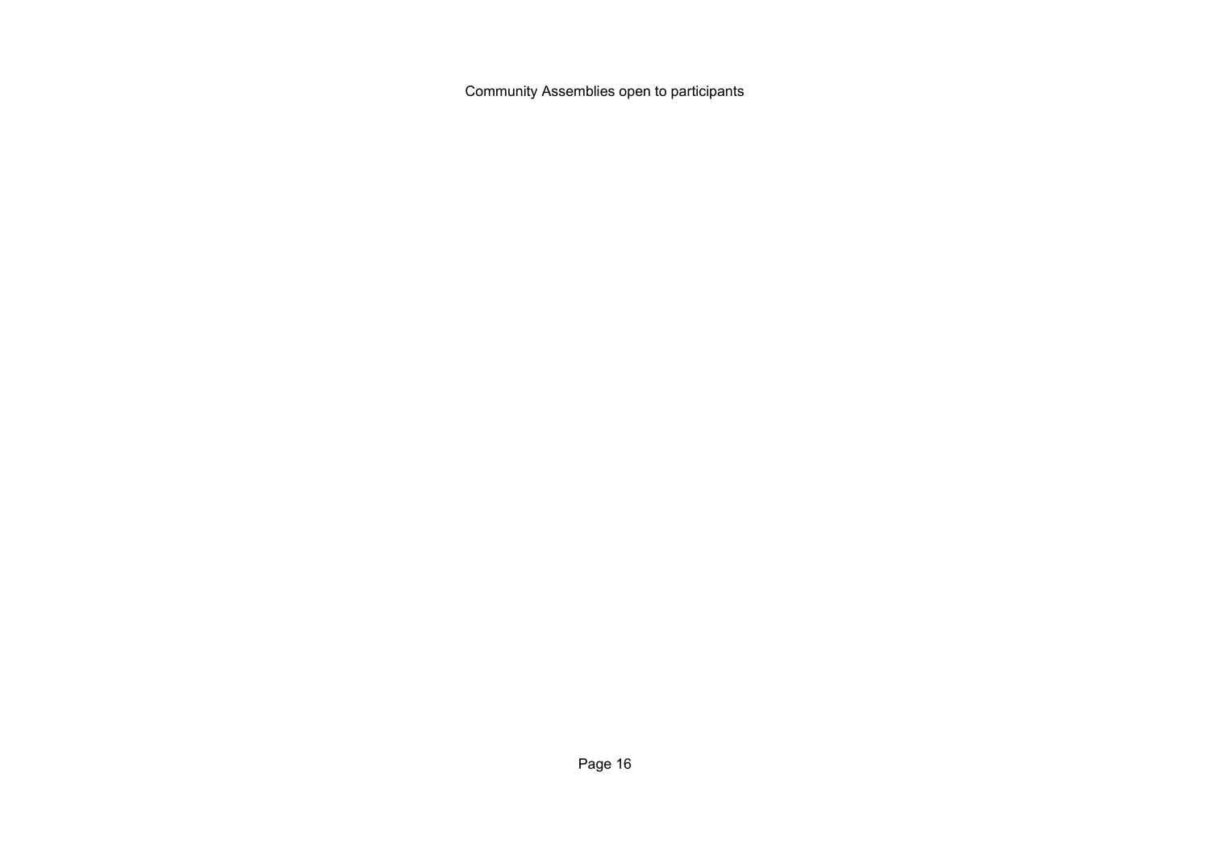Community Assemblies open to participants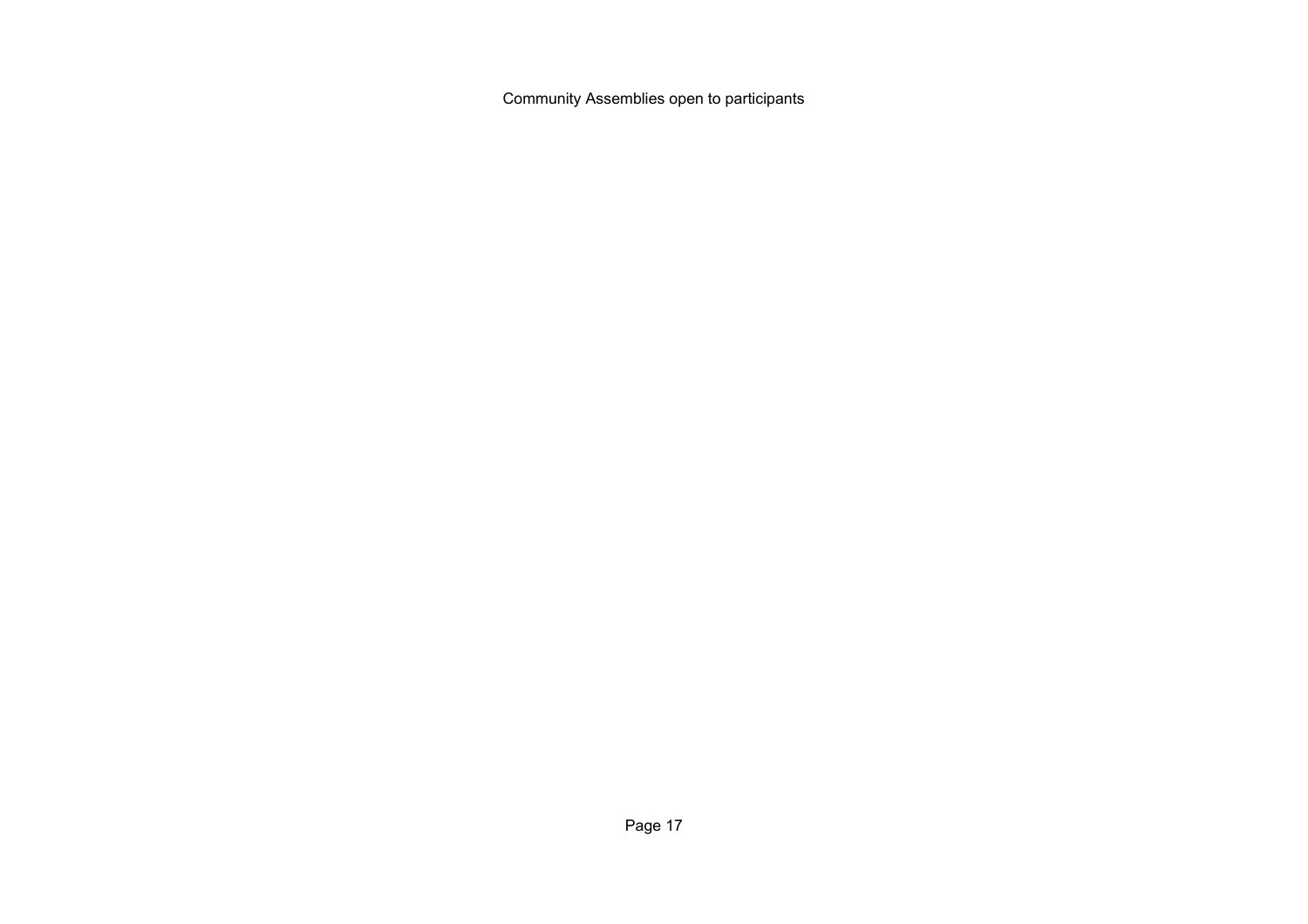Community Assemblies open to participants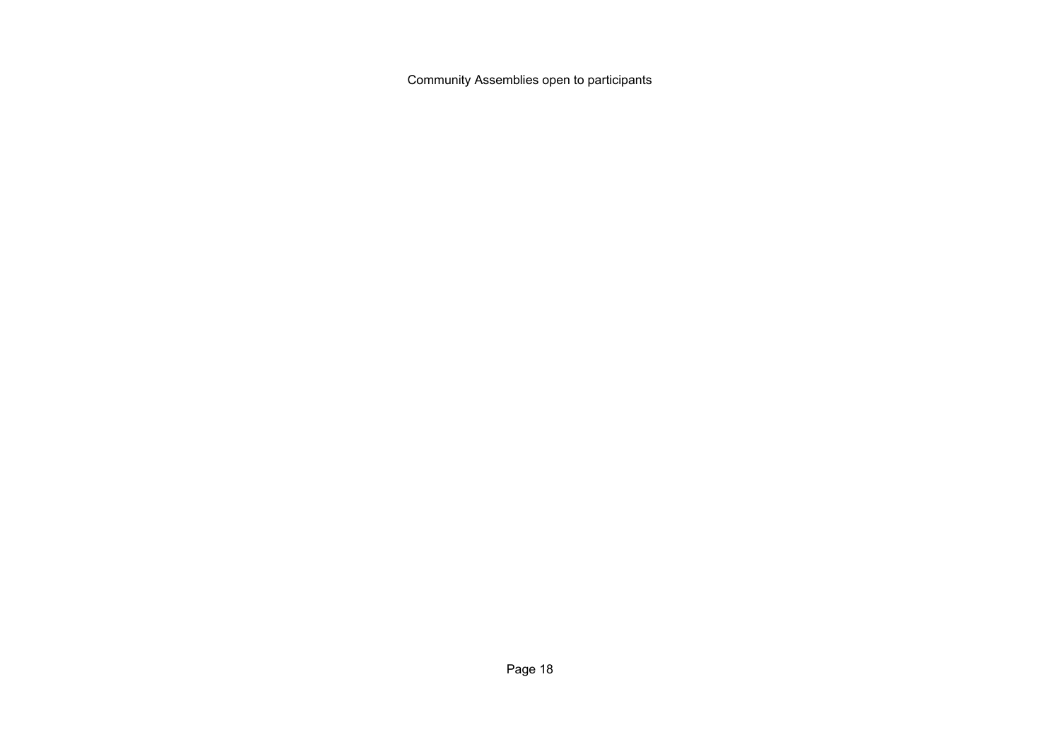Community Assemblies open to participants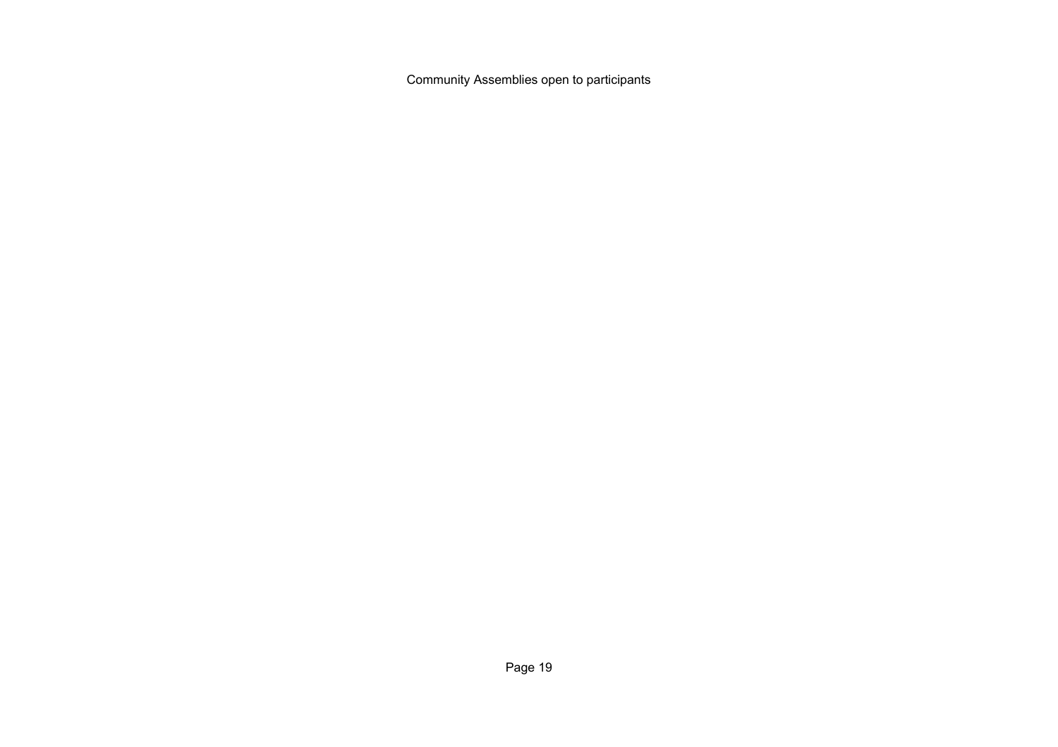Community Assemblies open to participants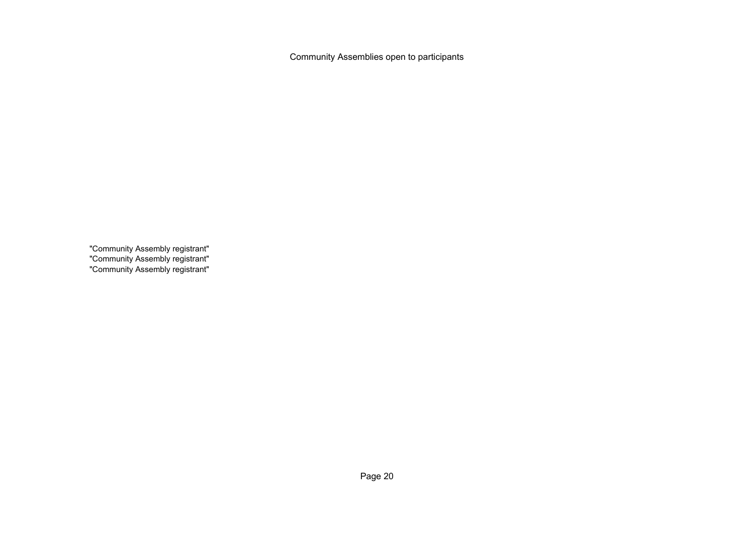Community Assemblies open to participants

"Community Assembly registrant"
"Community Assembly registrant"
"Community Assembly registrant"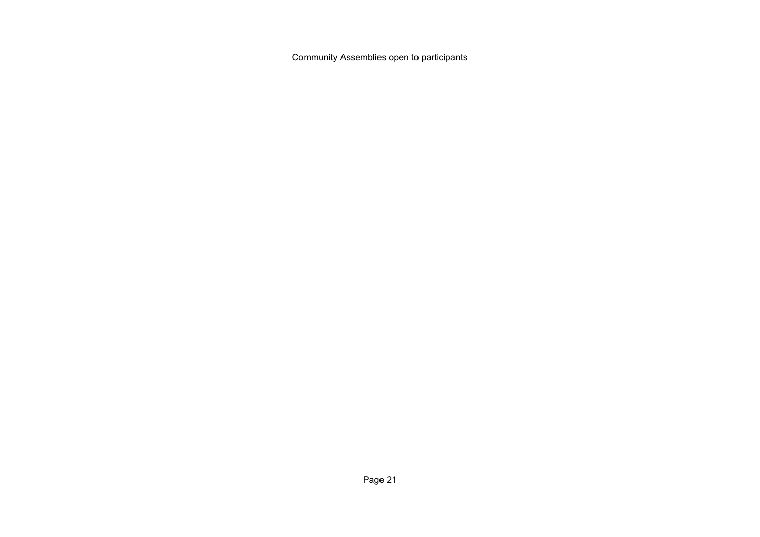Community Assemblies open to participants